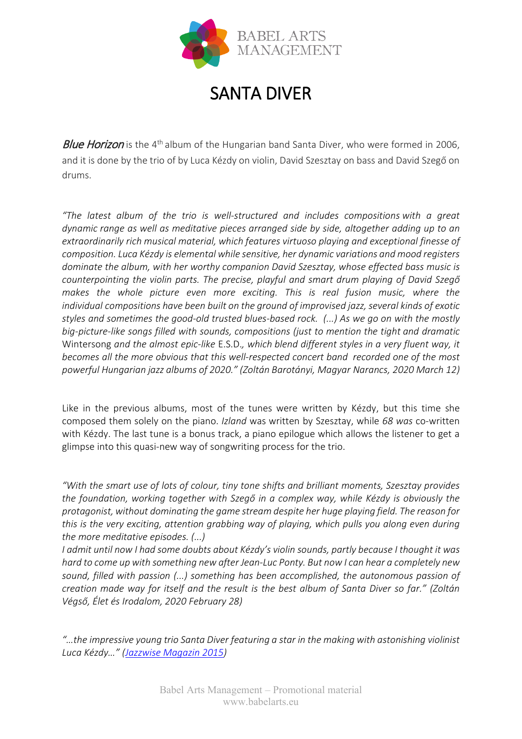BABEL ARTS MANAGEMENT

# SANTA DIVER

*Blue Horizon* is the 4th album of the Hungarian band Santa Diver, who were formed in 2006, and it is done by the trio of by Luca Kézdy on violin, David Szesztay on bass and David Szegő on drums.

*"The latest album of the trio is well-structured and includes compositions with a great dynamic range as well as meditative pieces arranged side by side, altogether adding up to an extraordinarily rich musical material, which features virtuoso playing and exceptional finesse of composition. Luca Kézdy is elemental while sensitive, her dynamic variations and mood registers dominate the album, with her worthy companion David Szesztay, whose effected bass music is counterpointing the violin parts. The precise, playful and smart drum playing of David Szegő makes the whole picture even more exciting. This is real fusion music, where the individual compositions have been built on the ground of improvised jazz, several kinds of exotic styles and sometimes the good-old trusted blues-based rock. (...) As we go on with the mostly big-picture-like songs filled with sounds, compositions (just to mention the tight and dramatic* Wintersong *and the almost epic-like* E.S.D.*, which blend different styles in a very fluent way, it becomes all the more obvious that this well-respected concert band recorded one of the most powerful Hungarian jazz albums of 2020." (Zoltán Barotányi, Magyar Narancs, 2020 March 12)*

Like in the previous albums, most of the tunes were written by Kézdy, but this time she composed them solely on the piano. *Izland* was written by Szesztay, while *68 was* co-written with Kézdy. The last tune is a bonus track, a piano epilogue which allows the listener to get a glimpse into this quasi-new way of songwriting process for the trio.

*"With the smart use of lots of colour, tiny tone shifts and brilliant moments, Szesztay provides the foundation, working together with Szegő in a complex way, while Kézdy is obviously the protagonist, without dominating the game stream despite her huge playing field. The reason for this is the very exciting, attention grabbing way of playing, which pulls you along even during the more meditative episodes. (...)*
*I admit until now I had some doubts about Kézdy's violin sounds, partly because I thought it was hard to come up with something new after Jean-Luc Ponty. But now I can hear a completely new sound, filled with passion (...) something has been accomplished, the autonomous passion of creation made way for itself and the result is the best album of Santa Diver so far." (Zoltán Végső, Élet és Irodalom, 2020 February 28)*

*"...the impressive young trio Santa Diver featuring a star in the making with astonishing violinist Luca Kézdy..." (Jazzwise Magazin 2015)*

Babel Arts Management – Promotional material
www.babelarts.eu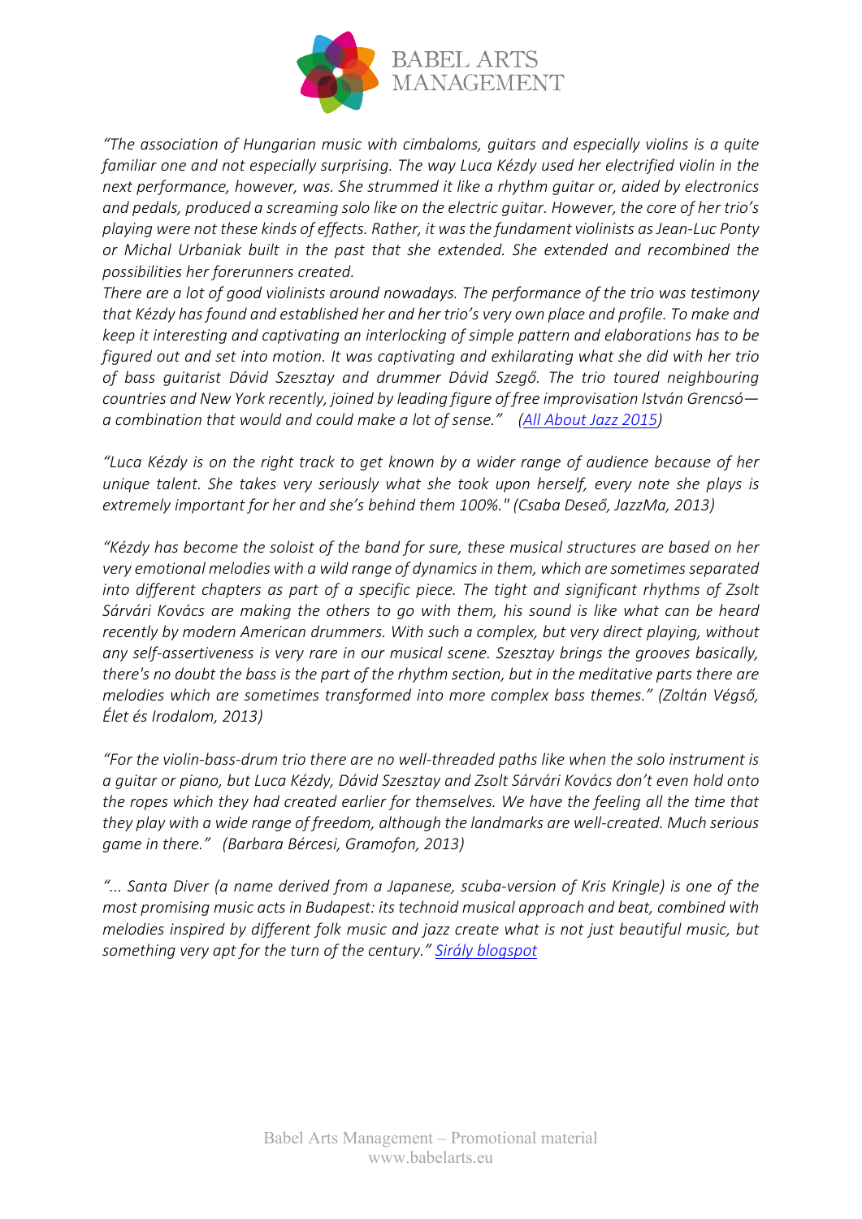*"The association of Hungarian music with cimbaloms, guitars and especially violins is a quite familiar one and not especially surprising. The way Luca Kézdy used her electrified violin in the next performance, however, was. She strummed it like a rhythm guitar or, aided by electronics and pedals, produced a screaming solo like on the electric guitar. However, the core of her trio's playing were not these kinds of effects. Rather, it was the fundament violinists as Jean-Luc Ponty or Michal Urbaniak built in the past that she extended. She extended and recombined the possibilities her forerunners created.*
*There are a lot of good violinists around nowadays. The performance of the trio was testimony that Kézdy has found and established her and her trio's very own place and profile. To make and keep it interesting and captivating an interlocking of simple pattern and elaborations has to be figured out and set into motion. It was captivating and exhilarating what she did with her trio of bass guitarist Dávid Szesztay and drummer Dávid Szegő. The trio toured neighbouring countries and New York recently, joined by leading figure of free improvisation István Grencsó—a combination that would and could make a lot of sense." (All About Jazz 2015)*

*"Luca Kézdy is on the right track to get known by a wider range of audience because of her unique talent. She takes very seriously what she took upon herself, every note she plays is extremely important for her and she's behind them 100%." (Csaba Deseő, JazzMa, 2013)*

*"Kézdy has become the soloist of the band for sure, these musical structures are based on her very emotional melodies with a wild range of dynamics in them, which are sometimes separated into different chapters as part of a specific piece. The tight and significant rhythms of Zsolt Sárvári Kovács are making the others to go with them, his sound is like what can be heard recently by modern American drummers. With such a complex, but very direct playing, without any self-assertiveness is very rare in our musical scene. Szesztay brings the grooves basically, there's no doubt the bass is the part of the rhythm section, but in the meditative parts there are melodies which are sometimes transformed into more complex bass themes." (Zoltán Végső, Élet és Irodalom, 2013)*

*"For the violin-bass-drum trio there are no well-threaded paths like when the solo instrument is a guitar or piano, but Luca Kézdy, Dávid Szesztay and Zsolt Sárvári Kovács don't even hold onto the ropes which they had created earlier for themselves. We have the feeling all the time that they play with a wide range of freedom, although the landmarks are well-created. Much serious game in there." (Barbara Bércesi, Gramofon, 2013)*

*"... Santa Diver (a name derived from a Japanese, scuba-version of Kris Kringle) is one of the most promising music acts in Budapest: its technoid musical approach and beat, combined with melodies inspired by different folk music and jazz create what is not just beautiful music, but something very apt for the turn of the century." Sirály blogspot*